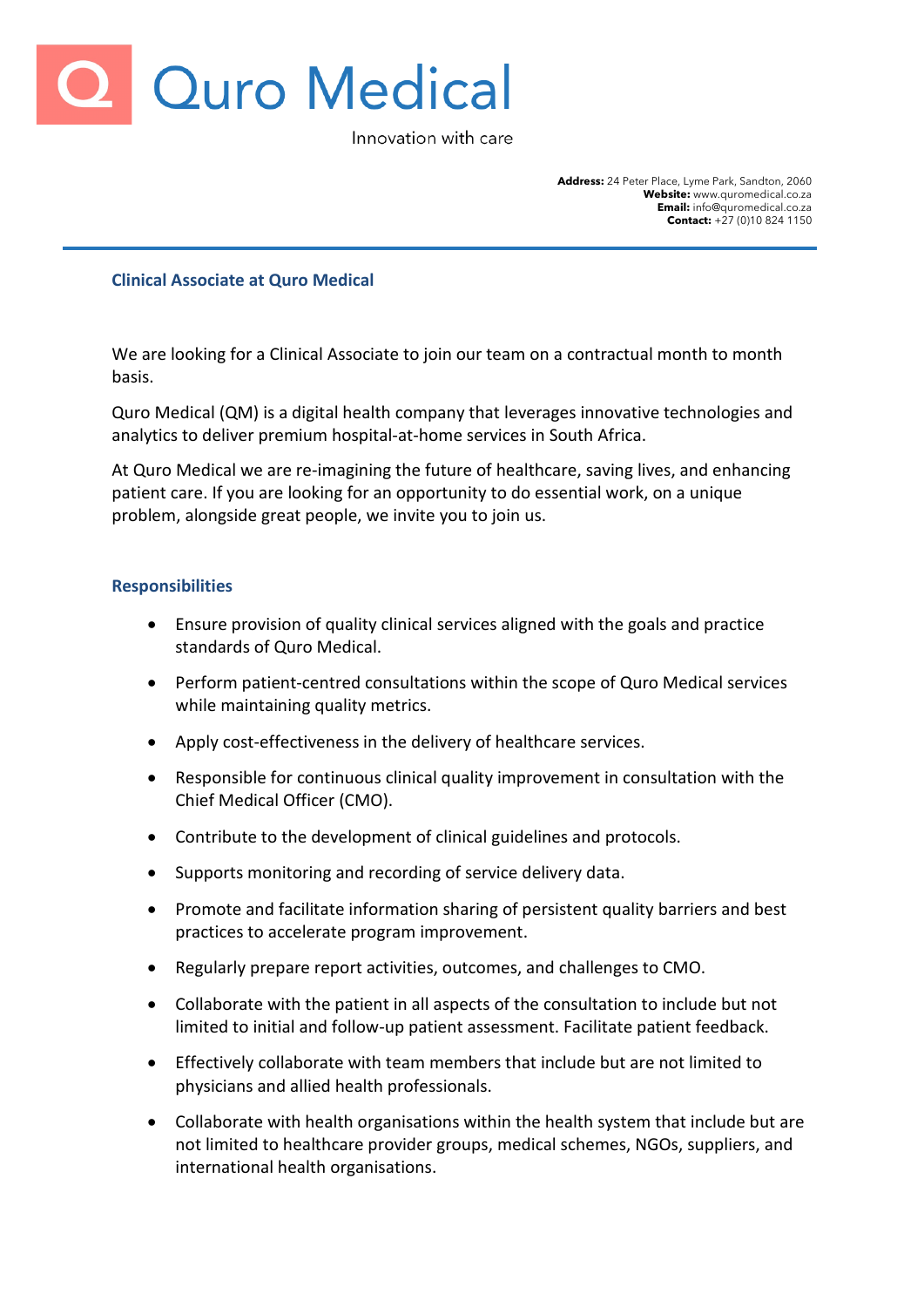# Quro Medical

Innovation with care

**Address:** 24 Peter Place, Lyme Park, Sandton, 2060
**Website:** www.quromedical.co.za
**Email:** info@quromedical.co.za
**Contact:** +27 (0)10 824 1150

---

## Clinical Associate at Quro Medical

We are looking for a Clinical Associate to join our team on a contractual month to month basis.

Quro Medical (QM) is a digital health company that leverages innovative technologies and analytics to deliver premium hospital-at-home services in South Africa.

At Quro Medical we are re-imagining the future of healthcare, saving lives, and enhancing patient care. If you are looking for an opportunity to do essential work, on a unique problem, alongside great people, we invite you to join us.

### Responsibilities

- Ensure provision of quality clinical services aligned with the goals and practice standards of Quro Medical.
- Perform patient-centred consultations within the scope of Quro Medical services while maintaining quality metrics.
- Apply cost-effectiveness in the delivery of healthcare services.
- Responsible for continuous clinical quality improvement in consultation with the Chief Medical Officer (CMO).
- Contribute to the development of clinical guidelines and protocols.
- Supports monitoring and recording of service delivery data.
- Promote and facilitate information sharing of persistent quality barriers and best practices to accelerate program improvement.
- Regularly prepare report activities, outcomes, and challenges to CMO.
- Collaborate with the patient in all aspects of the consultation to include but not limited to initial and follow-up patient assessment. Facilitate patient feedback.
- Effectively collaborate with team members that include but are not limited to physicians and allied health professionals.
- Collaborate with health organisations within the health system that include but are not limited to healthcare provider groups, medical schemes, NGOs, suppliers, and international health organisations.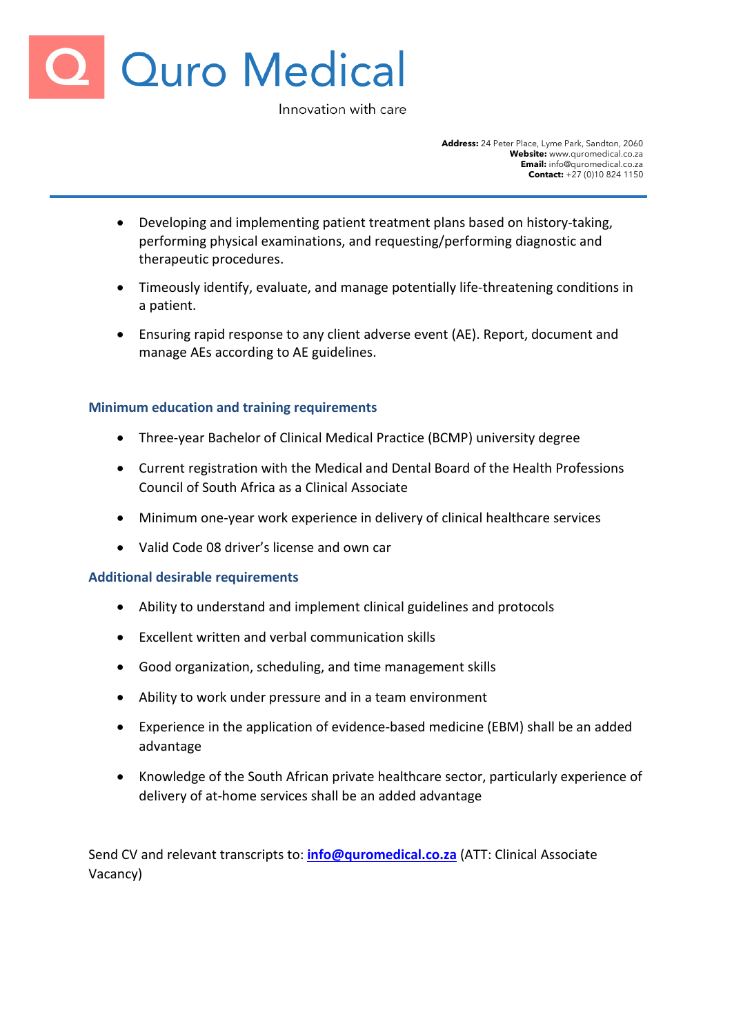- Developing and implementing patient treatment plans based on history-taking, performing physical examinations, and requesting/performing diagnostic and therapeutic procedures.
- Timeously identify, evaluate, and manage potentially life-threatening conditions in a patient.
- Ensuring rapid response to any client adverse event (AE). Report, document and manage AEs according to AE guidelines.

### Minimum education and training requirements

- Three-year Bachelor of Clinical Medical Practice (BCMP) university degree
- Current registration with the Medical and Dental Board of the Health Professions Council of South Africa as a Clinical Associate
- Minimum one-year work experience in delivery of clinical healthcare services
- Valid Code 08 driver's license and own car

### Additional desirable requirements

- Ability to understand and implement clinical guidelines and protocols
- Excellent written and verbal communication skills
- Good organization, scheduling, and time management skills
- Ability to work under pressure and in a team environment
- Experience in the application of evidence-based medicine (EBM) shall be an added advantage
- Knowledge of the South African private healthcare sector, particularly experience of delivery of at-home services shall be an added advantage

Send CV and relevant transcripts to: **info@quromedical.co.za** (ATT: Clinical Associate Vacancy)